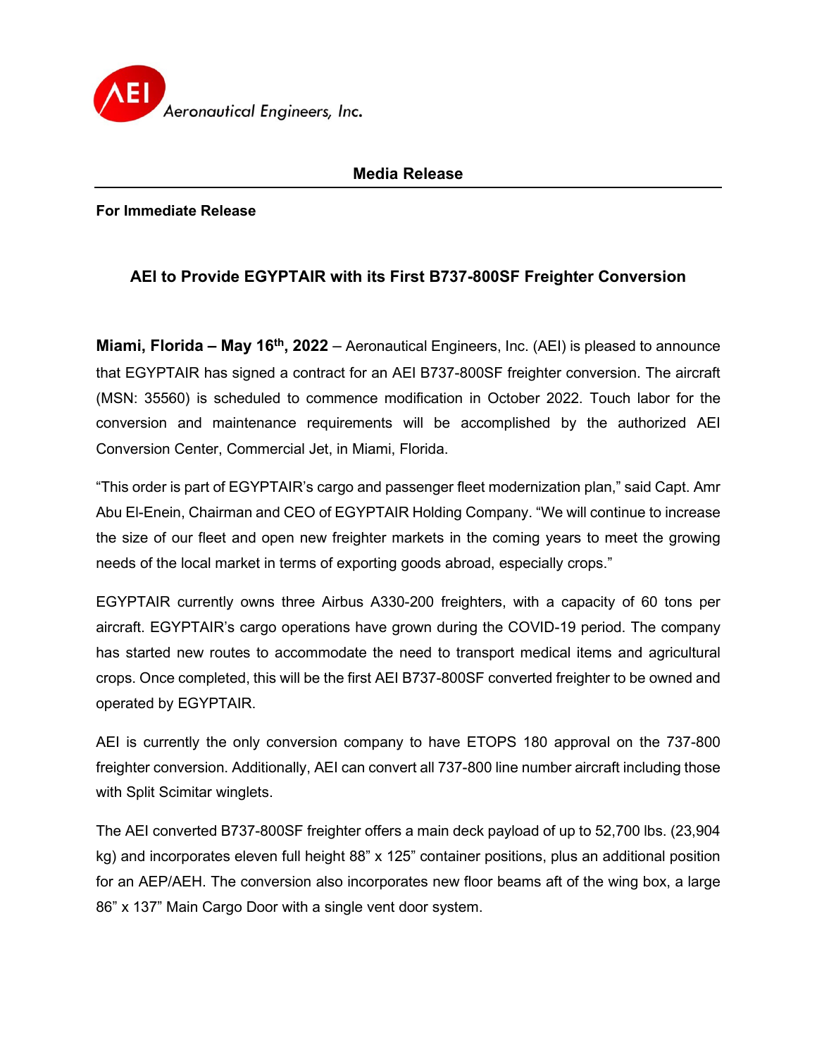Aeronautical Engineers, Inc.

**Media Release**

**For Immediate Release**

## AEI to Provide EGYPTAIR with its First B737-800SF Freighter Conversion

**Miami, Florida – May 16th, 2022** – Aeronautical Engineers, Inc. (AEI) is pleased to announce that EGYPTAIR has signed a contract for an AEI B737-800SF freighter conversion. The aircraft (MSN: 35560) is scheduled to commence modification in October 2022. Touch labor for the conversion and maintenance requirements will be accomplished by the authorized AEI Conversion Center, Commercial Jet, in Miami, Florida.

"This order is part of EGYPTAIR's cargo and passenger fleet modernization plan," said Capt. Amr Abu El-Enein, Chairman and CEO of EGYPTAIR Holding Company. "We will continue to increase the size of our fleet and open new freighter markets in the coming years to meet the growing needs of the local market in terms of exporting goods abroad, especially crops."

EGYPTAIR currently owns three Airbus A330-200 freighters, with a capacity of 60 tons per aircraft. EGYPTAIR's cargo operations have grown during the COVID-19 period. The company has started new routes to accommodate the need to transport medical items and agricultural crops. Once completed, this will be the first AEI B737-800SF converted freighter to be owned and operated by EGYPTAIR.

AEI is currently the only conversion company to have ETOPS 180 approval on the 737-800 freighter conversion. Additionally, AEI can convert all 737-800 line number aircraft including those with Split Scimitar winglets.

The AEI converted B737-800SF freighter offers a main deck payload of up to 52,700 lbs. (23,904 kg) and incorporates eleven full height 88" x 125" container positions, plus an additional position for an AEP/AEH. The conversion also incorporates new floor beams aft of the wing box, a large 86" x 137" Main Cargo Door with a single vent door system.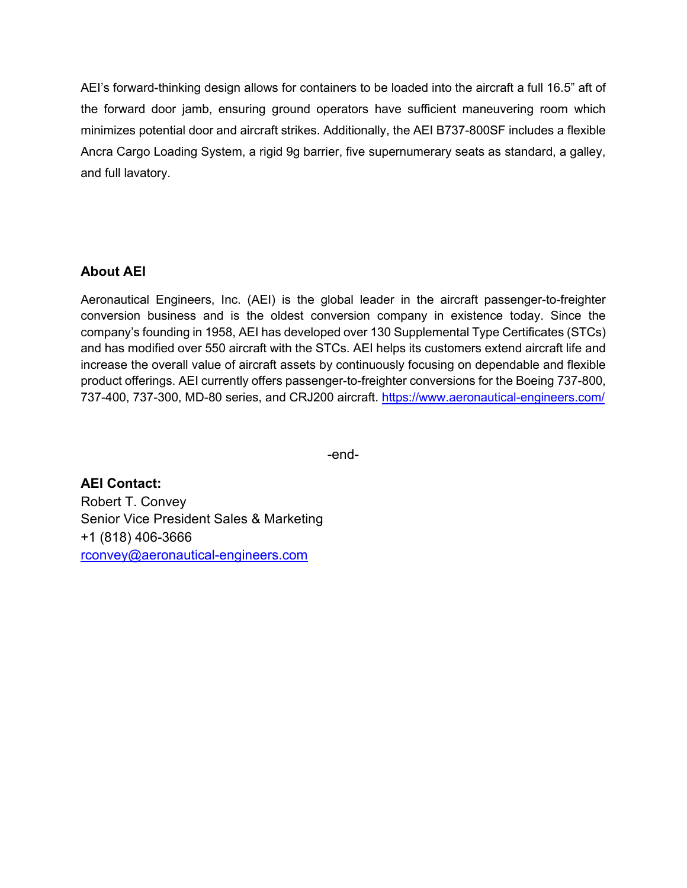AEI's forward-thinking design allows for containers to be loaded into the aircraft a full 16.5" aft of the forward door jamb, ensuring ground operators have sufficient maneuvering room which minimizes potential door and aircraft strikes. Additionally, the AEI B737-800SF includes a flexible Ancra Cargo Loading System, a rigid 9g barrier, five supernumerary seats as standard, a galley, and full lavatory.

## About AEI

Aeronautical Engineers, Inc. (AEI) is the global leader in the aircraft passenger-to-freighter conversion business and is the oldest conversion company in existence today. Since the company's founding in 1958, AEI has developed over 130 Supplemental Type Certificates (STCs) and has modified over 550 aircraft with the STCs. AEI helps its customers extend aircraft life and increase the overall value of aircraft assets by continuously focusing on dependable and flexible product offerings. AEI currently offers passenger-to-freighter conversions for the Boeing 737-800, 737-400, 737-300, MD-80 series, and CRJ200 aircraft. https://www.aeronautical-engineers.com/

-end-

**AEI Contact:**
Robert T. Convey
Senior Vice President Sales & Marketing
+1 (818) 406-3666
rconvey@aeronautical-engineers.com